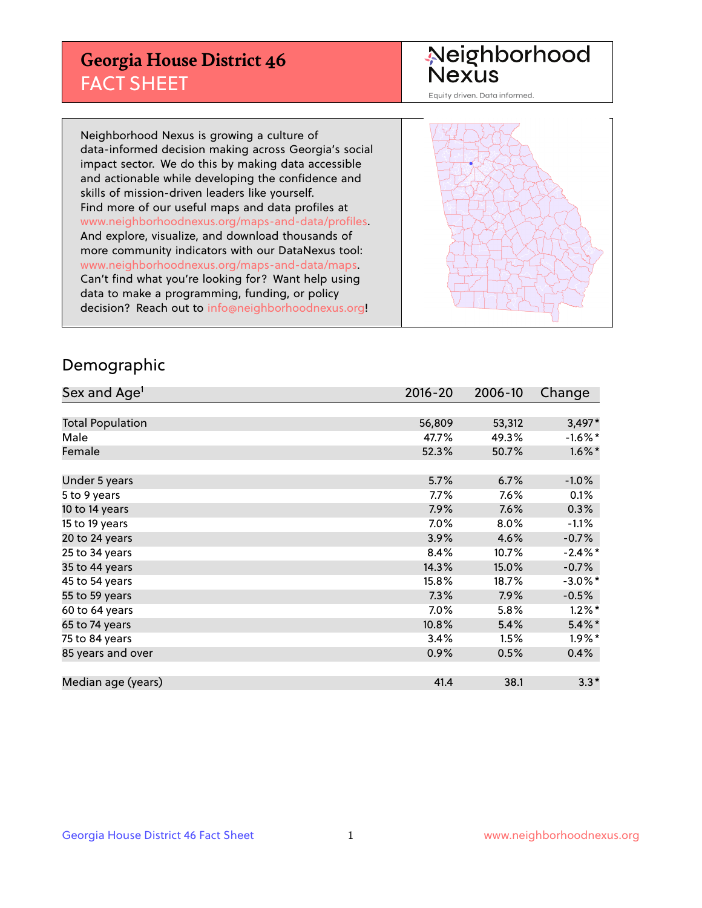# Georgia House District 46
## FACT SHEET

Neighborhood Nexus

Equity driven. Data informed.

Neighborhood Nexus is growing a culture of data-informed decision making across Georgia's social impact sector. We do this by making data accessible and actionable while developing the confidence and skills of mission-driven leaders like yourself. Find more of our useful maps and data profiles at www.neighborhoodnexus.org/maps-and-data/profiles. And explore, visualize, and download thousands of more community indicators with our DataNexus tool: www.neighborhoodnexus.org/maps-and-data/maps. Can't find what you're looking for? Want help using data to make a programming, funding, or policy decision? Reach out to info@neighborhoodnexus.org!

## Demographic

| Sex and Age[1] | 2016-20 | 2006-10 | Change |
|---|---|---|---|
| Total Population | 56,809 | 53,312 | 3,497* |
| Male | 47.7% | 49.3% | -1.6%* |
| Female | 52.3% | 50.7% | 1.6%* |
| Under 5 years | 5.7% | 6.7% | -1.0% |
| 5 to 9 years | 7.7% | 7.6% | 0.1% |
| 10 to 14 years | 7.9% | 7.6% | 0.3% |
| 15 to 19 years | 7.0% | 8.0% | -1.1% |
| 20 to 24 years | 3.9% | 4.6% | -0.7% |
| 25 to 34 years | 8.4% | 10.7% | -2.4%* |
| 35 to 44 years | 14.3% | 15.0% | -0.7% |
| 45 to 54 years | 15.8% | 18.7% | -3.0%* |
| 55 to 59 years | 7.3% | 7.9% | -0.5% |
| 60 to 64 years | 7.0% | 5.8% | 1.2%* |
| 65 to 74 years | 10.8% | 5.4% | 5.4%* |
| 75 to 84 years | 3.4% | 1.5% | 1.9%* |
| 85 years and over | 0.9% | 0.5% | 0.4% |
| Median age (years) | 41.4 | 38.1 | 3.3* |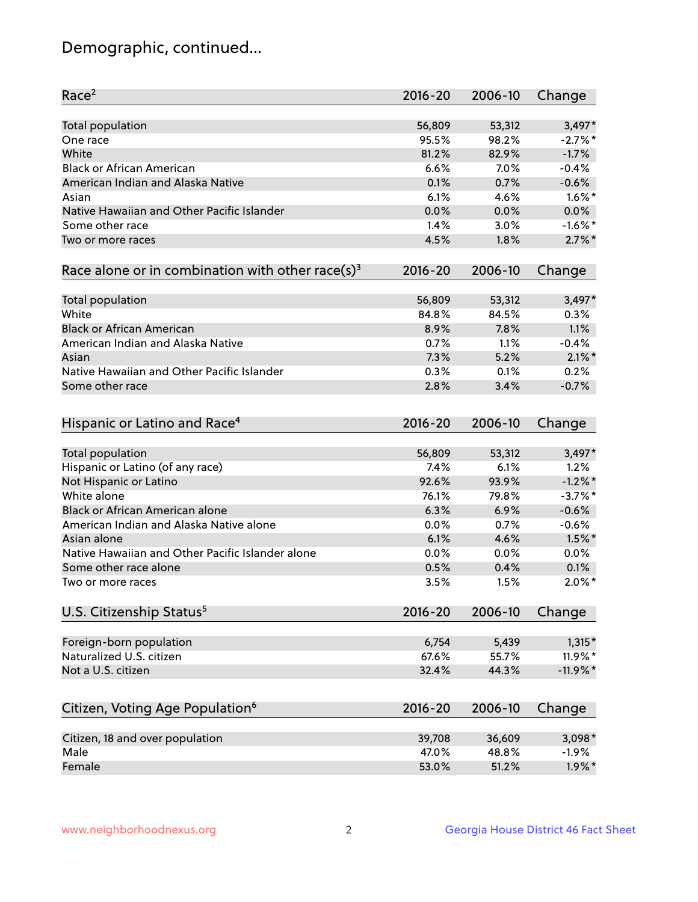# Demographic, continued...

| Race[2] | 2016-20 | 2006-10 | Change |
|---|---|---|---|
| Total population | 56,809 | 53,312 | 3,497* |
| One race | 95.5% | 98.2% | -2.7%* |
| White | 81.2% | 82.9% | -1.7% |
| Black or African American | 6.6% | 7.0% | -0.4% |
| American Indian and Alaska Native | 0.1% | 0.7% | -0.6% |
| Asian | 6.1% | 4.6% | 1.6%* |
| Native Hawaiian and Other Pacific Islander | 0.0% | 0.0% | 0.0% |
| Some other race | 1.4% | 3.0% | -1.6%* |
| Two or more races | 4.5% | 1.8% | 2.7%* |

| Race alone or in combination with other race(s)[3] | 2016-20 | 2006-10 | Change |
|---|---|---|---|
| Total population | 56,809 | 53,312 | 3,497* |
| White | 84.8% | 84.5% | 0.3% |
| Black or African American | 8.9% | 7.8% | 1.1% |
| American Indian and Alaska Native | 0.7% | 1.1% | -0.4% |
| Asian | 7.3% | 5.2% | 2.1%* |
| Native Hawaiian and Other Pacific Islander | 0.3% | 0.1% | 0.2% |
| Some other race | 2.8% | 3.4% | -0.7% |

| Hispanic or Latino and Race[4] | 2016-20 | 2006-10 | Change |
|---|---|---|---|
| Total population | 56,809 | 53,312 | 3,497* |
| Hispanic or Latino (of any race) | 7.4% | 6.1% | 1.2% |
| Not Hispanic or Latino | 92.6% | 93.9% | -1.2%* |
| White alone | 76.1% | 79.8% | -3.7%* |
| Black or African American alone | 6.3% | 6.9% | -0.6% |
| American Indian and Alaska Native alone | 0.0% | 0.7% | -0.6% |
| Asian alone | 6.1% | 4.6% | 1.5%* |
| Native Hawaiian and Other Pacific Islander alone | 0.0% | 0.0% | 0.0% |
| Some other race alone | 0.5% | 0.4% | 0.1% |
| Two or more races | 3.5% | 1.5% | 2.0%* |

| U.S. Citizenship Status[5] | 2016-20 | 2006-10 | Change |
|---|---|---|---|
| Foreign-born population | 6,754 | 5,439 | 1,315* |
| Naturalized U.S. citizen | 67.6% | 55.7% | 11.9%* |
| Not a U.S. citizen | 32.4% | 44.3% | -11.9%* |

| Citizen, Voting Age Population[6] | 2016-20 | 2006-10 | Change |
|---|---|---|---|
| Citizen, 18 and over population | 39,708 | 36,609 | 3,098* |
| Male | 47.0% | 48.8% | -1.9% |
| Female | 53.0% | 51.2% | 1.9%* |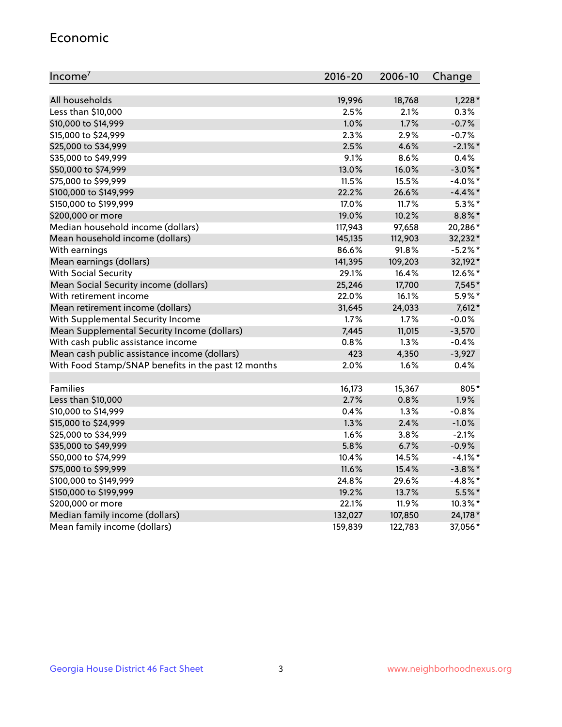## Economic

| Income[7] | 2016-20 | 2006-10 | Change |
|---|---|---|---|
| All households | 19,996 | 18,768 | 1,228* |
| Less than $10,000 | 2.5% | 2.1% | 0.3% |
| $10,000 to $14,999 | 1.0% | 1.7% | -0.7% |
| $15,000 to $24,999 | 2.3% | 2.9% | -0.7% |
| $25,000 to $34,999 | 2.5% | 4.6% | -2.1%* |
| $35,000 to $49,999 | 9.1% | 8.6% | 0.4% |
| $50,000 to $74,999 | 13.0% | 16.0% | -3.0%* |
| $75,000 to $99,999 | 11.5% | 15.5% | -4.0%* |
| $100,000 to $149,999 | 22.2% | 26.6% | -4.4%* |
| $150,000 to $199,999 | 17.0% | 11.7% | 5.3%* |
| $200,000 or more | 19.0% | 10.2% | 8.8%* |
| Median household income (dollars) | 117,943 | 97,658 | 20,286* |
| Mean household income (dollars) | 145,135 | 112,903 | 32,232* |
| With earnings | 86.6% | 91.8% | -5.2%* |
| Mean earnings (dollars) | 141,395 | 109,203 | 32,192* |
| With Social Security | 29.1% | 16.4% | 12.6%* |
| Mean Social Security income (dollars) | 25,246 | 17,700 | 7,545* |
| With retirement income | 22.0% | 16.1% | 5.9%* |
| Mean retirement income (dollars) | 31,645 | 24,033 | 7,612* |
| With Supplemental Security Income | 1.7% | 1.7% | -0.0% |
| Mean Supplemental Security Income (dollars) | 7,445 | 11,015 | -3,570 |
| With cash public assistance income | 0.8% | 1.3% | -0.4% |
| Mean cash public assistance income (dollars) | 423 | 4,350 | -3,927 |
| With Food Stamp/SNAP benefits in the past 12 months | 2.0% | 1.6% | 0.4% |
| | | | |
| Families | 16,173 | 15,367 | 805* |
| Less than $10,000 | 2.7% | 0.8% | 1.9% |
| $10,000 to $14,999 | 0.4% | 1.3% | -0.8% |
| $15,000 to $24,999 | 1.3% | 2.4% | -1.0% |
| $25,000 to $34,999 | 1.6% | 3.8% | -2.1% |
| $35,000 to $49,999 | 5.8% | 6.7% | -0.9% |
| $50,000 to $74,999 | 10.4% | 14.5% | -4.1%* |
| $75,000 to $99,999 | 11.6% | 15.4% | -3.8%* |
| $100,000 to $149,999 | 24.8% | 29.6% | -4.8%* |
| $150,000 to $199,999 | 19.2% | 13.7% | 5.5%* |
| $200,000 or more | 22.1% | 11.9% | 10.3%* |
| Median family income (dollars) | 132,027 | 107,850 | 24,178* |
| Mean family income (dollars) | 159,839 | 122,783 | 37,056* |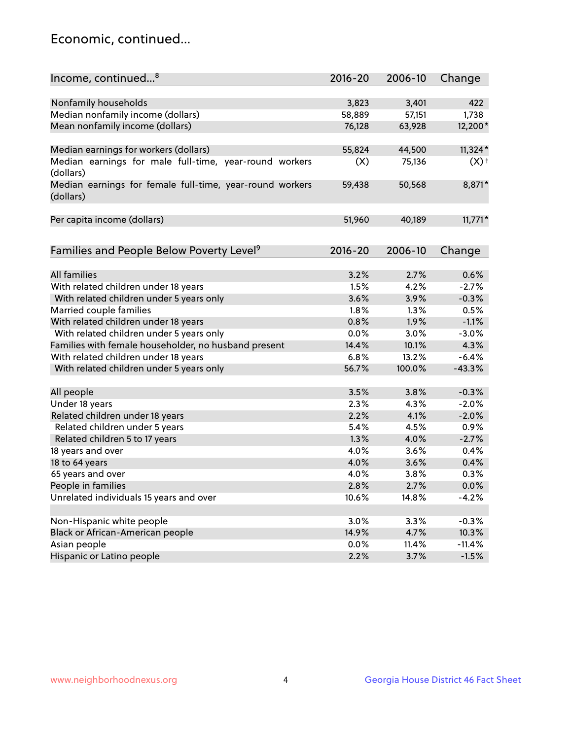## Economic, continued...

| Income, continued...[8] | 2016-20 | 2006-10 | Change |
|---|---|---|---|
| Nonfamily households | 3,823 | 3,401 | 422 |
| Median nonfamily income (dollars) | 58,889 | 57,151 | 1,738 |
| Mean nonfamily income (dollars) | 76,128 | 63,928 | 12,200* |
| Median earnings for workers (dollars) | 55,824 | 44,500 | 11,324* |
| Median earnings for male full-time, year-round workers (dollars) | (X) | 75,136 | (X)† |
| Median earnings for female full-time, year-round workers (dollars) | 59,438 | 50,568 | 8,871* |
| Per capita income (dollars) | 51,960 | 40,189 | 11,771* |

| Families and People Below Poverty Level[9] | 2016-20 | 2006-10 | Change |
|---|---|---|---|
| All families | 3.2% | 2.7% | 0.6% |
| With related children under 18 years | 1.5% | 4.2% | -2.7% |
| With related children under 5 years only | 3.6% | 3.9% | -0.3% |
| Married couple families | 1.8% | 1.3% | 0.5% |
| With related children under 18 years | 0.8% | 1.9% | -1.1% |
| With related children under 5 years only | 0.0% | 3.0% | -3.0% |
| Families with female householder, no husband present | 14.4% | 10.1% | 4.3% |
| With related children under 18 years | 6.8% | 13.2% | -6.4% |
| With related children under 5 years only | 56.7% | 100.0% | -43.3% |
| All people | 3.5% | 3.8% | -0.3% |
| Under 18 years | 2.3% | 4.3% | -2.0% |
| Related children under 18 years | 2.2% | 4.1% | -2.0% |
| Related children under 5 years | 5.4% | 4.5% | 0.9% |
| Related children 5 to 17 years | 1.3% | 4.0% | -2.7% |
| 18 years and over | 4.0% | 3.6% | 0.4% |
| 18 to 64 years | 4.0% | 3.6% | 0.4% |
| 65 years and over | 4.0% | 3.8% | 0.3% |
| People in families | 2.8% | 2.7% | 0.0% |
| Unrelated individuals 15 years and over | 10.6% | 14.8% | -4.2% |
| Non-Hispanic white people | 3.0% | 3.3% | -0.3% |
| Black or African-American people | 14.9% | 4.7% | 10.3% |
| Asian people | 0.0% | 11.4% | -11.4% |
| Hispanic or Latino people | 2.2% | 3.7% | -1.5% |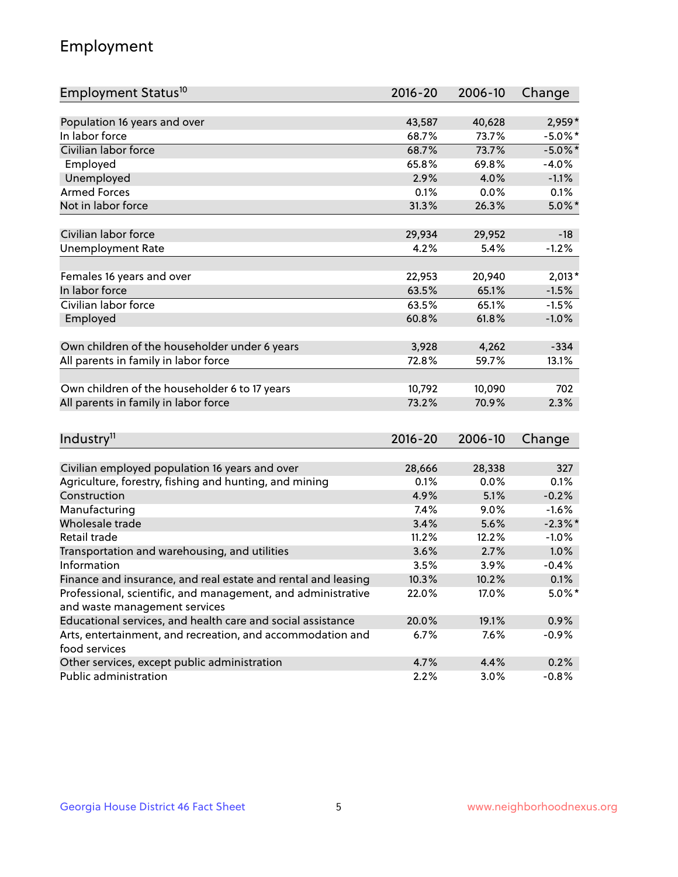# Employment

| Employment Status[10] | 2016-20 | 2006-10 | Change |
|---|---|---|---|
| Population 16 years and over | 43,587 | 40,628 | 2,959* |
| In labor force | 68.7% | 73.7% | -5.0%* |
| Civilian labor force | 68.7% | 73.7% | -5.0%* |
| Employed | 65.8% | 69.8% | -4.0% |
| Unemployed | 2.9% | 4.0% | -1.1% |
| Armed Forces | 0.1% | 0.0% | 0.1% |
| Not in labor force | 31.3% | 26.3% | 5.0%* |
| | | | |
| Civilian labor force | 29,934 | 29,952 | -18 |
| Unemployment Rate | 4.2% | 5.4% | -1.2% |
| | | | |
| Females 16 years and over | 22,953 | 20,940 | 2,013* |
| In labor force | 63.5% | 65.1% | -1.5% |
| Civilian labor force | 63.5% | 65.1% | -1.5% |
| Employed | 60.8% | 61.8% | -1.0% |
| | | | |
| Own children of the householder under 6 years | 3,928 | 4,262 | -334 |
| All parents in family in labor force | 72.8% | 59.7% | 13.1% |
| | | | |
| Own children of the householder 6 to 17 years | 10,792 | 10,090 | 702 |
| All parents in family in labor force | 73.2% | 70.9% | 2.3% |

| Industry[11] | 2016-20 | 2006-10 | Change |
|---|---|---|---|
| Civilian employed population 16 years and over | 28,666 | 28,338 | 327 |
| Agriculture, forestry, fishing and hunting, and mining | 0.1% | 0.0% | 0.1% |
| Construction | 4.9% | 5.1% | -0.2% |
| Manufacturing | 7.4% | 9.0% | -1.6% |
| Wholesale trade | 3.4% | 5.6% | -2.3%* |
| Retail trade | 11.2% | 12.2% | -1.0% |
| Transportation and warehousing, and utilities | 3.6% | 2.7% | 1.0% |
| Information | 3.5% | 3.9% | -0.4% |
| Finance and insurance, and real estate and rental and leasing | 10.3% | 10.2% | 0.1% |
| Professional, scientific, and management, and administrative and waste management services | 22.0% | 17.0% | 5.0%* |
| Educational services, and health care and social assistance | 20.0% | 19.1% | 0.9% |
| Arts, entertainment, and recreation, and accommodation and food services | 6.7% | 7.6% | -0.9% |
| Other services, except public administration | 4.7% | 4.4% | 0.2% |
| Public administration | 2.2% | 3.0% | -0.8% |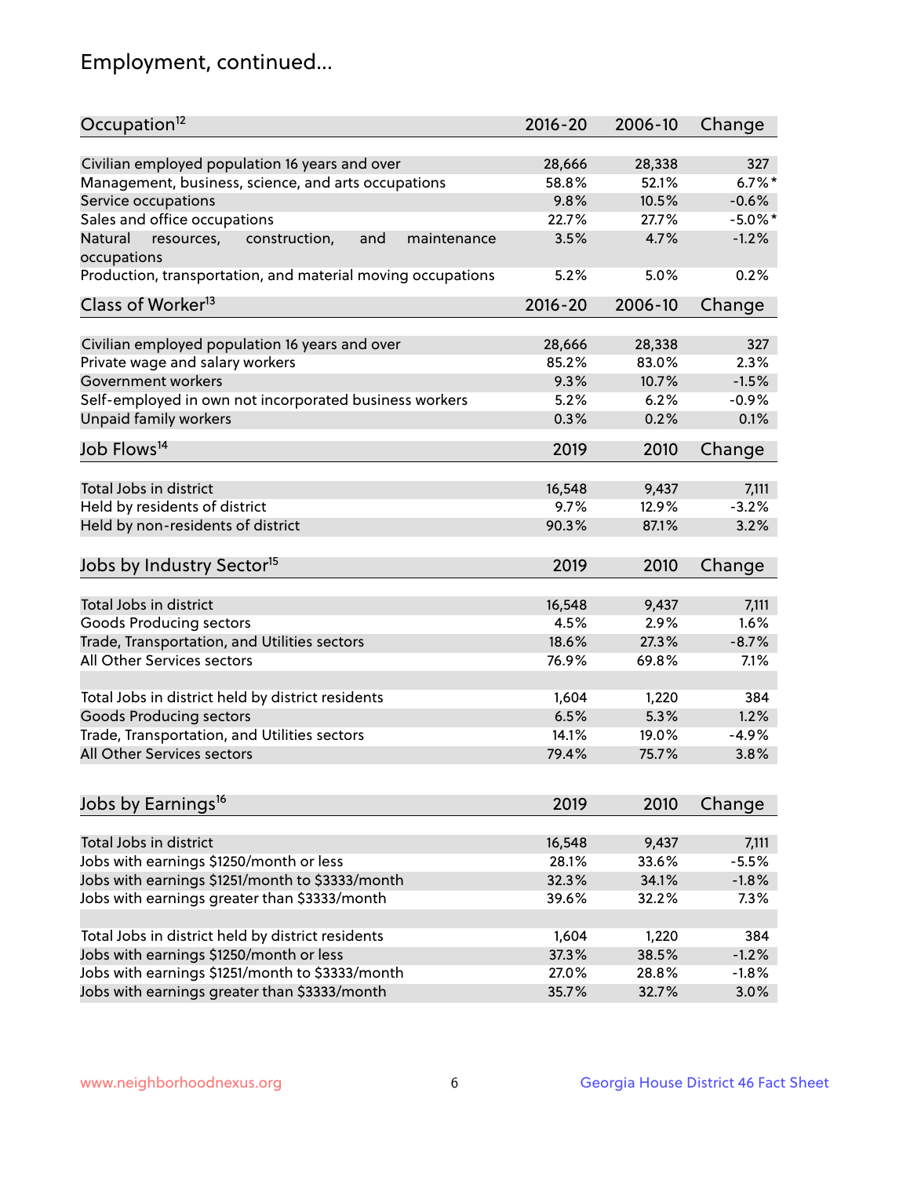## Employment, continued...

| Occupation[12] | 2016-20 | 2006-10 | Change |
|---|---|---|---|
| Civilian employed population 16 years and over | 28,666 | 28,338 | 327 |
| Management, business, science, and arts occupations | 58.8% | 52.1% | 6.7%* |
| Service occupations | 9.8% | 10.5% | -0.6% |
| Sales and office occupations | 22.7% | 27.7% | -5.0%* |
| Natural resources, construction, and maintenance occupations | 3.5% | 4.7% | -1.2% |
| Production, transportation, and material moving occupations | 5.2% | 5.0% | 0.2% |

| Class of Worker[13] | 2016-20 | 2006-10 | Change |
|---|---|---|---|
| Civilian employed population 16 years and over | 28,666 | 28,338 | 327 |
| Private wage and salary workers | 85.2% | 83.0% | 2.3% |
| Government workers | 9.3% | 10.7% | -1.5% |
| Self-employed in own not incorporated business workers | 5.2% | 6.2% | -0.9% |
| Unpaid family workers | 0.3% | 0.2% | 0.1% |

| Job Flows[14] | 2019 | 2010 | Change |
|---|---|---|---|
| Total Jobs in district | 16,548 | 9,437 | 7,111 |
| Held by residents of district | 9.7% | 12.9% | -3.2% |
| Held by non-residents of district | 90.3% | 87.1% | 3.2% |

| Jobs by Industry Sector[15] | 2019 | 2010 | Change |
|---|---|---|---|
| Total Jobs in district | 16,548 | 9,437 | 7,111 |
| Goods Producing sectors | 4.5% | 2.9% | 1.6% |
| Trade, Transportation, and Utilities sectors | 18.6% | 27.3% | -8.7% |
| All Other Services sectors | 76.9% | 69.8% | 7.1% |
| | | | |
| Total Jobs in district held by district residents | 1,604 | 1,220 | 384 |
| Goods Producing sectors | 6.5% | 5.3% | 1.2% |
| Trade, Transportation, and Utilities sectors | 14.1% | 19.0% | -4.9% |
| All Other Services sectors | 79.4% | 75.7% | 3.8% |

| Jobs by Earnings[16] | 2019 | 2010 | Change |
|---|---|---|---|
| Total Jobs in district | 16,548 | 9,437 | 7,111 |
| Jobs with earnings $1250/month or less | 28.1% | 33.6% | -5.5% |
| Jobs with earnings $1251/month to $3333/month | 32.3% | 34.1% | -1.8% |
| Jobs with earnings greater than $3333/month | 39.6% | 32.2% | 7.3% |
| | | | |
| Total Jobs in district held by district residents | 1,604 | 1,220 | 384 |
| Jobs with earnings $1250/month or less | 37.3% | 38.5% | -1.2% |
| Jobs with earnings $1251/month to $3333/month | 27.0% | 28.8% | -1.8% |
| Jobs with earnings greater than $3333/month | 35.7% | 32.7% | 3.0% |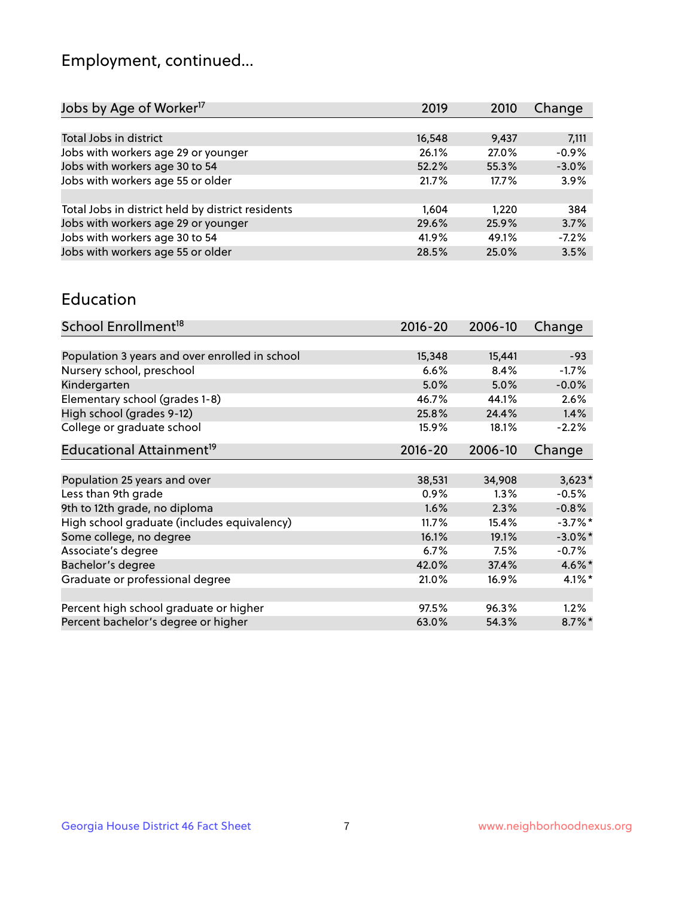# Employment, continued...

| Jobs by Age of Worker[17] | 2019 | 2010 | Change |
|---|---|---|---|
| Total Jobs in district | 16,548 | 9,437 | 7,111 |
| Jobs with workers age 29 or younger | 26.1% | 27.0% | -0.9% |
| Jobs with workers age 30 to 54 | 52.2% | 55.3% | -3.0% |
| Jobs with workers age 55 or older | 21.7% | 17.7% | 3.9% |
| | | | |
| Total Jobs in district held by district residents | 1,604 | 1,220 | 384 |
| Jobs with workers age 29 or younger | 29.6% | 25.9% | 3.7% |
| Jobs with workers age 30 to 54 | 41.9% | 49.1% | -7.2% |
| Jobs with workers age 55 or older | 28.5% | 25.0% | 3.5% |

## Education

| School Enrollment[18] | 2016-20 | 2006-10 | Change |
|---|---|---|---|
| Population 3 years and over enrolled in school | 15,348 | 15,441 | -93 |
| Nursery school, preschool | 6.6% | 8.4% | -1.7% |
| Kindergarten | 5.0% | 5.0% | -0.0% |
| Elementary school (grades 1-8) | 46.7% | 44.1% | 2.6% |
| High school (grades 9-12) | 25.8% | 24.4% | 1.4% |
| College or graduate school | 15.9% | 18.1% | -2.2% |

| Educational Attainment[19] | 2016-20 | 2006-10 | Change |
|---|---|---|---|
| Population 25 years and over | 38,531 | 34,908 | 3,623* |
| Less than 9th grade | 0.9% | 1.3% | -0.5% |
| 9th to 12th grade, no diploma | 1.6% | 2.3% | -0.8% |
| High school graduate (includes equivalency) | 11.7% | 15.4% | -3.7%* |
| Some college, no degree | 16.1% | 19.1% | -3.0%* |
| Associate's degree | 6.7% | 7.5% | -0.7% |
| Bachelor's degree | 42.0% | 37.4% | 4.6%* |
| Graduate or professional degree | 21.0% | 16.9% | 4.1%* |
| | | | |
| Percent high school graduate or higher | 97.5% | 96.3% | 1.2% |
| Percent bachelor's degree or higher | 63.0% | 54.3% | 8.7%* |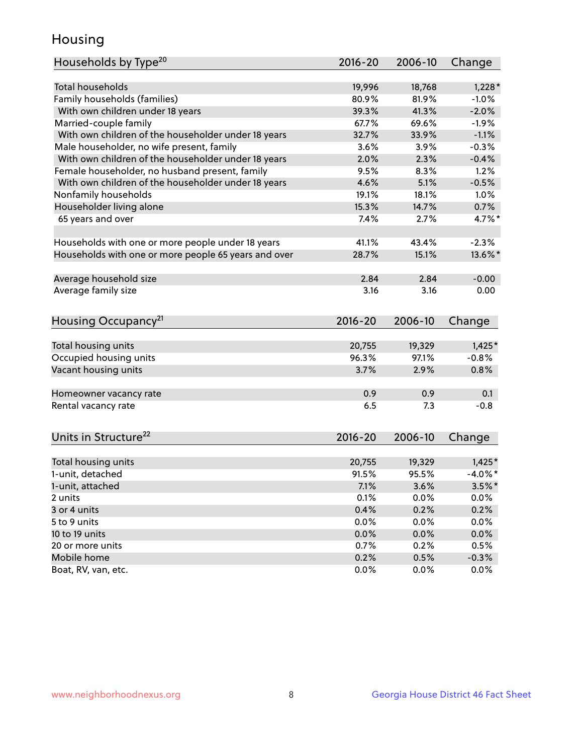# Housing

| Households by Type[20] | 2016-20 | 2006-10 | Change |
|---|---|---|---|
| Total households | 19,996 | 18,768 | 1,228* |
| Family households (families) | 80.9% | 81.9% | -1.0% |
| With own children under 18 years | 39.3% | 41.3% | -2.0% |
| Married-couple family | 67.7% | 69.6% | -1.9% |
| With own children of the householder under 18 years | 32.7% | 33.9% | -1.1% |
| Male householder, no wife present, family | 3.6% | 3.9% | -0.3% |
| With own children of the householder under 18 years | 2.0% | 2.3% | -0.4% |
| Female householder, no husband present, family | 9.5% | 8.3% | 1.2% |
| With own children of the householder under 18 years | 4.6% | 5.1% | -0.5% |
| Nonfamily households | 19.1% | 18.1% | 1.0% |
| Householder living alone | 15.3% | 14.7% | 0.7% |
| 65 years and over | 7.4% | 2.7% | 4.7%* |
| | | | |
| Households with one or more people under 18 years | 41.1% | 43.4% | -2.3% |
| Households with one or more people 65 years and over | 28.7% | 15.1% | 13.6%* |
| | | | |
| Average household size | 2.84 | 2.84 | -0.00 |
| Average family size | 3.16 | 3.16 | 0.00 |

| Housing Occupancy[21] | 2016-20 | 2006-10 | Change |
|---|---|---|---|
| Total housing units | 20,755 | 19,329 | 1,425* |
| Occupied housing units | 96.3% | 97.1% | -0.8% |
| Vacant housing units | 3.7% | 2.9% | 0.8% |
| | | | |
| Homeowner vacancy rate | 0.9 | 0.9 | 0.1 |
| Rental vacancy rate | 6.5 | 7.3 | -0.8 |

| Units in Structure[22] | 2016-20 | 2006-10 | Change |
|---|---|---|---|
| Total housing units | 20,755 | 19,329 | 1,425* |
| 1-unit, detached | 91.5% | 95.5% | -4.0%* |
| 1-unit, attached | 7.1% | 3.6% | 3.5%* |
| 2 units | 0.1% | 0.0% | 0.0% |
| 3 or 4 units | 0.4% | 0.2% | 0.2% |
| 5 to 9 units | 0.0% | 0.0% | 0.0% |
| 10 to 19 units | 0.0% | 0.0% | 0.0% |
| 20 or more units | 0.7% | 0.2% | 0.5% |
| Mobile home | 0.2% | 0.5% | -0.3% |
| Boat, RV, van, etc. | 0.0% | 0.0% | 0.0% |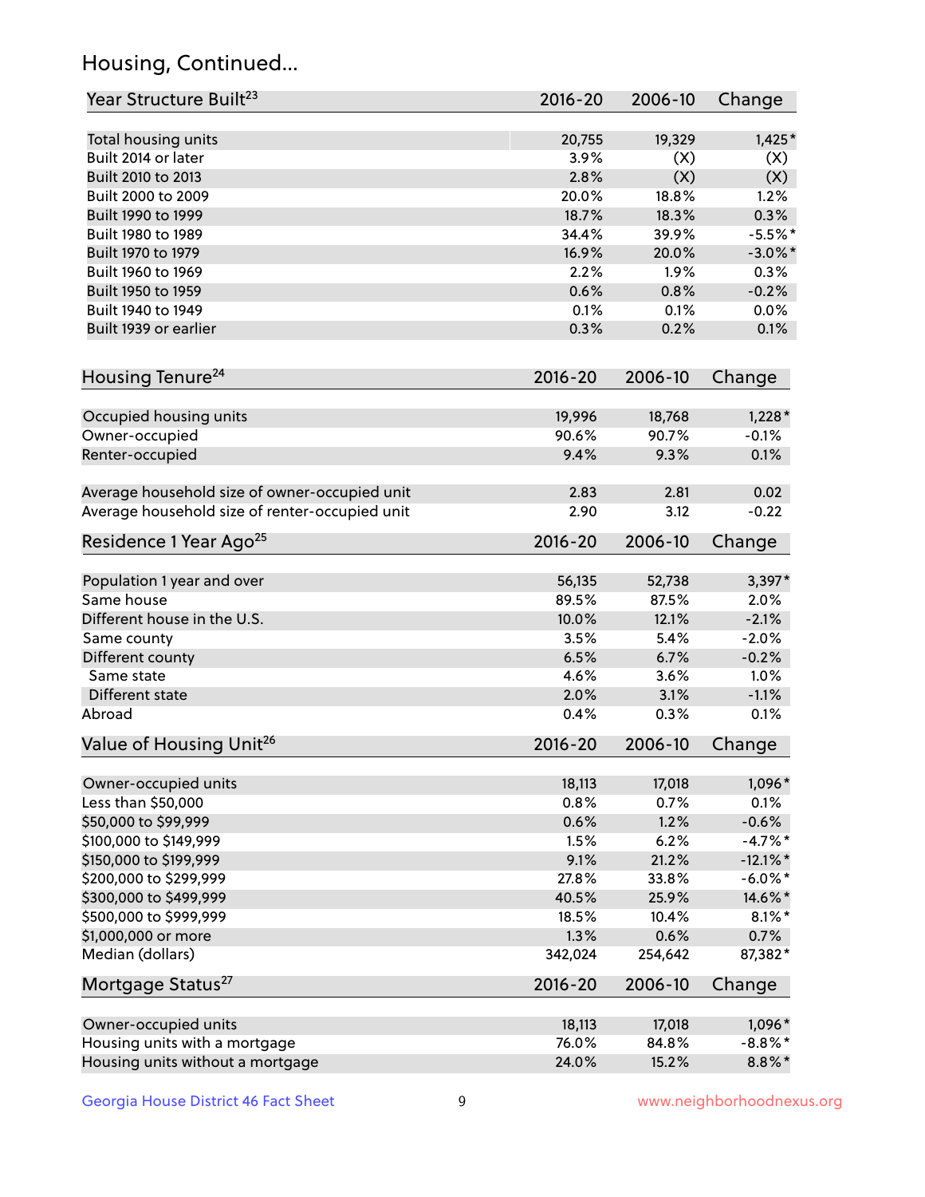## Housing, Continued...

| Year Structure Built[23] | 2016-20 | 2006-10 | Change |
|---|---|---|---|
| Total housing units | 20,755 | 19,329 | 1,425* |
| Built 2014 or later | 3.9% | (X) | (X) |
| Built 2010 to 2013 | 2.8% | (X) | (X) |
| Built 2000 to 2009 | 20.0% | 18.8% | 1.2% |
| Built 1990 to 1999 | 18.7% | 18.3% | 0.3% |
| Built 1980 to 1989 | 34.4% | 39.9% | -5.5%* |
| Built 1970 to 1979 | 16.9% | 20.0% | -3.0%* |
| Built 1960 to 1969 | 2.2% | 1.9% | 0.3% |
| Built 1950 to 1959 | 0.6% | 0.8% | -0.2% |
| Built 1940 to 1949 | 0.1% | 0.1% | 0.0% |
| Built 1939 or earlier | 0.3% | 0.2% | 0.1% |

| Housing Tenure[24] | 2016-20 | 2006-10 | Change |
|---|---|---|---|
| Occupied housing units | 19,996 | 18,768 | 1,228* |
| Owner-occupied | 90.6% | 90.7% | -0.1% |
| Renter-occupied | 9.4% | 9.3% | 0.1% |
| Average household size of owner-occupied unit | 2.83 | 2.81 | 0.02 |
| Average household size of renter-occupied unit | 2.90 | 3.12 | -0.22 |

| Residence 1 Year Ago[25] | 2016-20 | 2006-10 | Change |
|---|---|---|---|
| Population 1 year and over | 56,135 | 52,738 | 3,397* |
| Same house | 89.5% | 87.5% | 2.0% |
| Different house in the U.S. | 10.0% | 12.1% | -2.1% |
| Same county | 3.5% | 5.4% | -2.0% |
| Different county | 6.5% | 6.7% | -0.2% |
| Same state | 4.6% | 3.6% | 1.0% |
| Different state | 2.0% | 3.1% | -1.1% |
| Abroad | 0.4% | 0.3% | 0.1% |

| Value of Housing Unit[26] | 2016-20 | 2006-10 | Change |
|---|---|---|---|
| Owner-occupied units | 18,113 | 17,018 | 1,096* |
| Less than $50,000 | 0.8% | 0.7% | 0.1% |
| $50,000 to $99,999 | 0.6% | 1.2% | -0.6% |
| $100,000 to $149,999 | 1.5% | 6.2% | -4.7%* |
| $150,000 to $199,999 | 9.1% | 21.2% | -12.1%* |
| $200,000 to $299,999 | 27.8% | 33.8% | -6.0%* |
| $300,000 to $499,999 | 40.5% | 25.9% | 14.6%* |
| $500,000 to $999,999 | 18.5% | 10.4% | 8.1%* |
| $1,000,000 or more | 1.3% | 0.6% | 0.7% |
| Median (dollars) | 342,024 | 254,642 | 87,382* |

| Mortgage Status[27] | 2016-20 | 2006-10 | Change |
|---|---|---|---|
| Owner-occupied units | 18,113 | 17,018 | 1,096* |
| Housing units with a mortgage | 76.0% | 84.8% | -8.8%* |
| Housing units without a mortgage | 24.0% | 15.2% | 8.8%* |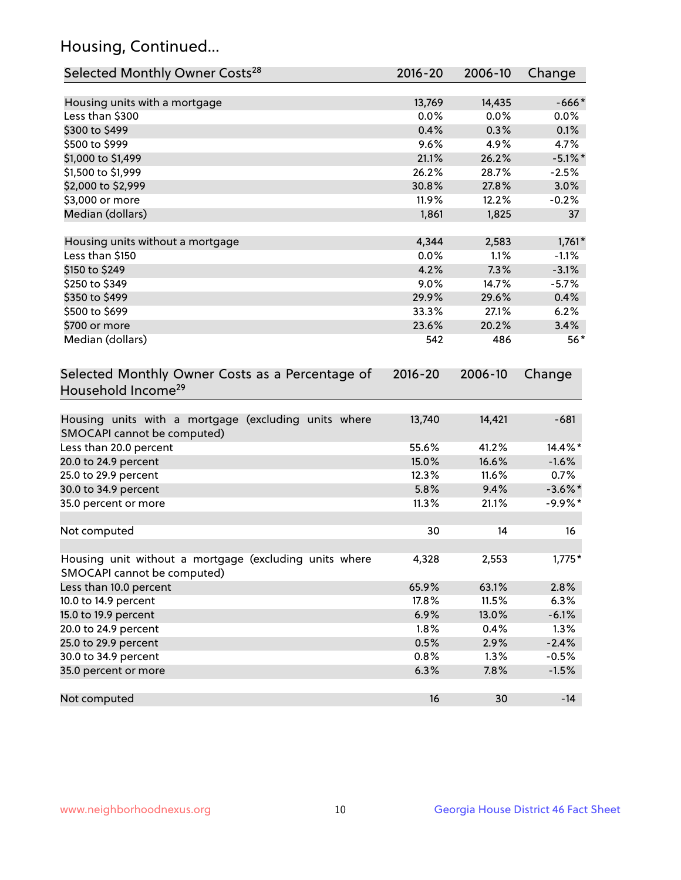## Housing, Continued...

| Selected Monthly Owner Costs[28] | 2016-20 | 2006-10 | Change |
|---|---|---|---|
| Housing units with a mortgage | 13,769 | 14,435 | -666* |
| Less than $300 | 0.0% | 0.0% | 0.0% |
| $300 to $499 | 0.4% | 0.3% | 0.1% |
| $500 to $999 | 9.6% | 4.9% | 4.7% |
| $1,000 to $1,499 | 21.1% | 26.2% | -5.1%* |
| $1,500 to $1,999 | 26.2% | 28.7% | -2.5% |
| $2,000 to $2,999 | 30.8% | 27.8% | 3.0% |
| $3,000 or more | 11.9% | 12.2% | -0.2% |
| Median (dollars) | 1,861 | 1,825 | 37 |
| | | | |
| Housing units without a mortgage | 4,344 | 2,583 | 1,761* |
| Less than $150 | 0.0% | 1.1% | -1.1% |
| $150 to $249 | 4.2% | 7.3% | -3.1% |
| $250 to $349 | 9.0% | 14.7% | -5.7% |
| $350 to $499 | 29.9% | 29.6% | 0.4% |
| $500 to $699 | 33.3% | 27.1% | 6.2% |
| $700 or more | 23.6% | 20.2% | 3.4% |
| Median (dollars) | 542 | 486 | 56* |

| Selected Monthly Owner Costs as a Percentage of Household Income[29] | 2016-20 | 2006-10 | Change |
|---|---|---|---|
| Housing units with a mortgage (excluding units where SMOCAPI cannot be computed) | 13,740 | 14,421 | -681 |
| Less than 20.0 percent | 55.6% | 41.2% | 14.4%* |
| 20.0 to 24.9 percent | 15.0% | 16.6% | -1.6% |
| 25.0 to 29.9 percent | 12.3% | 11.6% | 0.7% |
| 30.0 to 34.9 percent | 5.8% | 9.4% | -3.6%* |
| 35.0 percent or more | 11.3% | 21.1% | -9.9%* |
| | | | |
| Not computed | 30 | 14 | 16 |
| | | | |
| Housing unit without a mortgage (excluding units where SMOCAPI cannot be computed) | 4,328 | 2,553 | 1,775* |
| Less than 10.0 percent | 65.9% | 63.1% | 2.8% |
| 10.0 to 14.9 percent | 17.8% | 11.5% | 6.3% |
| 15.0 to 19.9 percent | 6.9% | 13.0% | -6.1% |
| 20.0 to 24.9 percent | 1.8% | 0.4% | 1.3% |
| 25.0 to 29.9 percent | 0.5% | 2.9% | -2.4% |
| 30.0 to 34.9 percent | 0.8% | 1.3% | -0.5% |
| 35.0 percent or more | 6.3% | 7.8% | -1.5% |
| | | | |
| Not computed | 16 | 30 | -14 |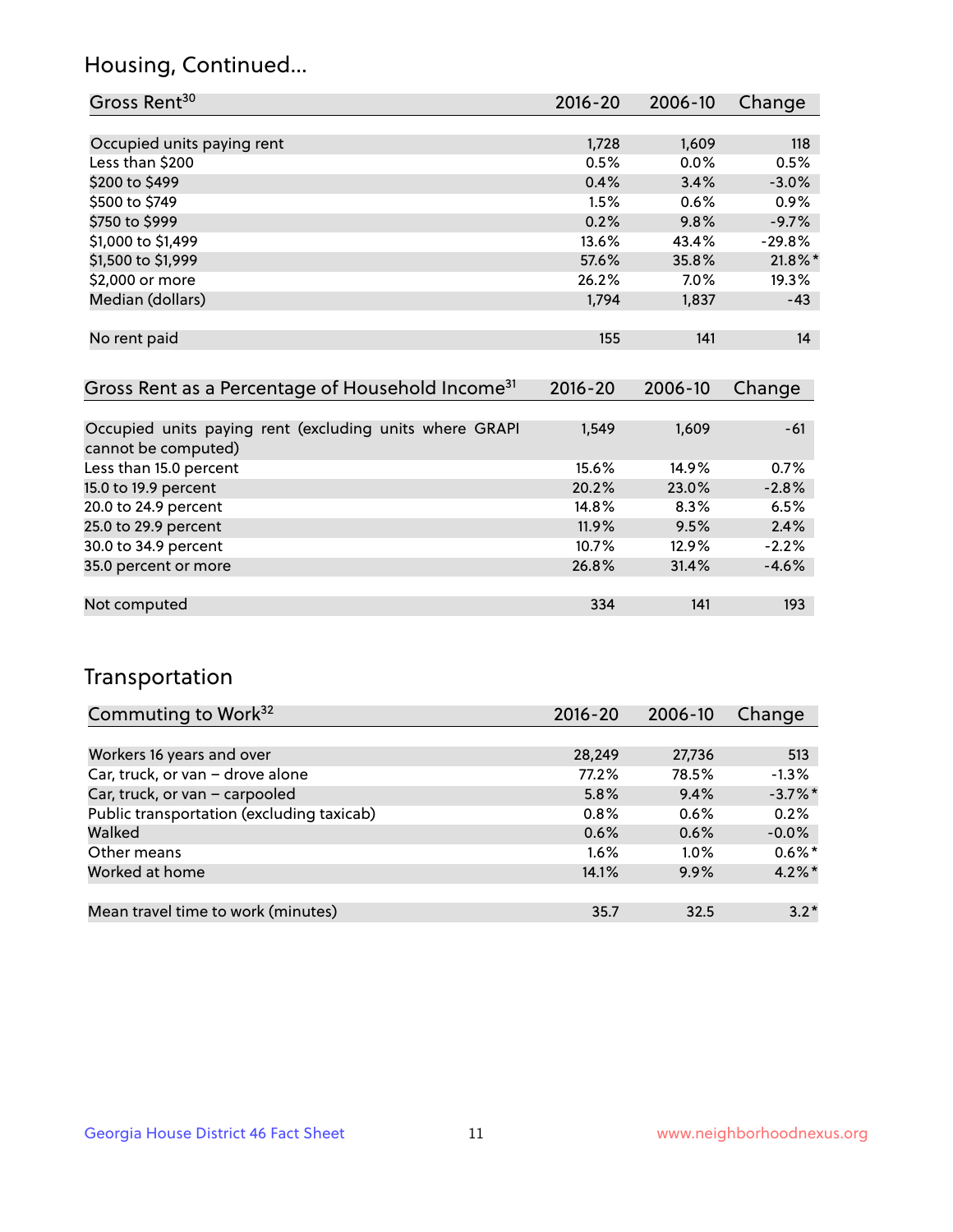## Housing, Continued...

| Gross Rent[30] | 2016-20 | 2006-10 | Change |
|---|---|---|---|
| Occupied units paying rent | 1,728 | 1,609 | 118 |
| Less than $200 | 0.5% | 0.0% | 0.5% |
| $200 to $499 | 0.4% | 3.4% | -3.0% |
| $500 to $749 | 1.5% | 0.6% | 0.9% |
| $750 to $999 | 0.2% | 9.8% | -9.7% |
| $1,000 to $1,499 | 13.6% | 43.4% | -29.8% |
| $1,500 to $1,999 | 57.6% | 35.8% | 21.8%* |
| $2,000 or more | 26.2% | 7.0% | 19.3% |
| Median (dollars) | 1,794 | 1,837 | -43 |
| No rent paid | 155 | 141 | 14 |

| Gross Rent as a Percentage of Household Income[31] | 2016-20 | 2006-10 | Change |
|---|---|---|---|
| Occupied units paying rent (excluding units where GRAPI cannot be computed) | 1,549 | 1,609 | -61 |
| Less than 15.0 percent | 15.6% | 14.9% | 0.7% |
| 15.0 to 19.9 percent | 20.2% | 23.0% | -2.8% |
| 20.0 to 24.9 percent | 14.8% | 8.3% | 6.5% |
| 25.0 to 29.9 percent | 11.9% | 9.5% | 2.4% |
| 30.0 to 34.9 percent | 10.7% | 12.9% | -2.2% |
| 35.0 percent or more | 26.8% | 31.4% | -4.6% |
| Not computed | 334 | 141 | 193 |

## Transportation

| Commuting to Work[32] | 2016-20 | 2006-10 | Change |
|---|---|---|---|
| Workers 16 years and over | 28,249 | 27,736 | 513 |
| Car, truck, or van – drove alone | 77.2% | 78.5% | -1.3% |
| Car, truck, or van – carpooled | 5.8% | 9.4% | -3.7%* |
| Public transportation (excluding taxicab) | 0.8% | 0.6% | 0.2% |
| Walked | 0.6% | 0.6% | -0.0% |
| Other means | 1.6% | 1.0% | 0.6%* |
| Worked at home | 14.1% | 9.9% | 4.2%* |
| Mean travel time to work (minutes) | 35.7 | 32.5 | 3.2* |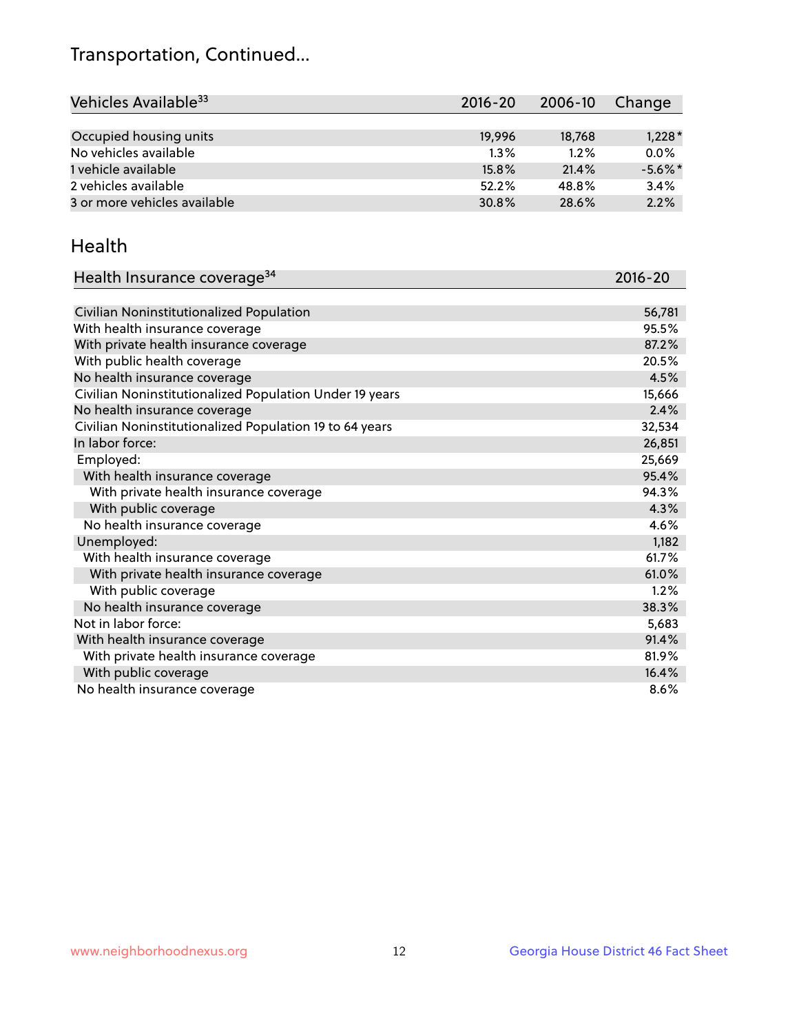# Transportation, Continued...

| Vehicles Available[33] | 2016-20 | 2006-10 | Change |
|---|---|---|---|
| Occupied housing units | 19,996 | 18,768 | 1,228* |
| No vehicles available | 1.3% | 1.2% | 0.0% |
| 1 vehicle available | 15.8% | 21.4% | -5.6%* |
| 2 vehicles available | 52.2% | 48.8% | 3.4% |
| 3 or more vehicles available | 30.8% | 28.6% | 2.2% |

## Health

| Health Insurance coverage[34] | 2016-20 |
|---|---|
| Civilian Noninstitutionalized Population | 56,781 |
| With health insurance coverage | 95.5% |
| With private health insurance coverage | 87.2% |
| With public health coverage | 20.5% |
| No health insurance coverage | 4.5% |
| Civilian Noninstitutionalized Population Under 19 years | 15,666 |
| No health insurance coverage | 2.4% |
| Civilian Noninstitutionalized Population 19 to 64 years | 32,534 |
| In labor force: | 26,851 |
| Employed: | 25,669 |
| With health insurance coverage | 95.4% |
| With private health insurance coverage | 94.3% |
| With public coverage | 4.3% |
| No health insurance coverage | 4.6% |
| Unemployed: | 1,182 |
| With health insurance coverage | 61.7% |
| With private health insurance coverage | 61.0% |
| With public coverage | 1.2% |
| No health insurance coverage | 38.3% |
| Not in labor force: | 5,683 |
| With health insurance coverage | 91.4% |
| With private health insurance coverage | 81.9% |
| With public coverage | 16.4% |
| No health insurance coverage | 8.6% |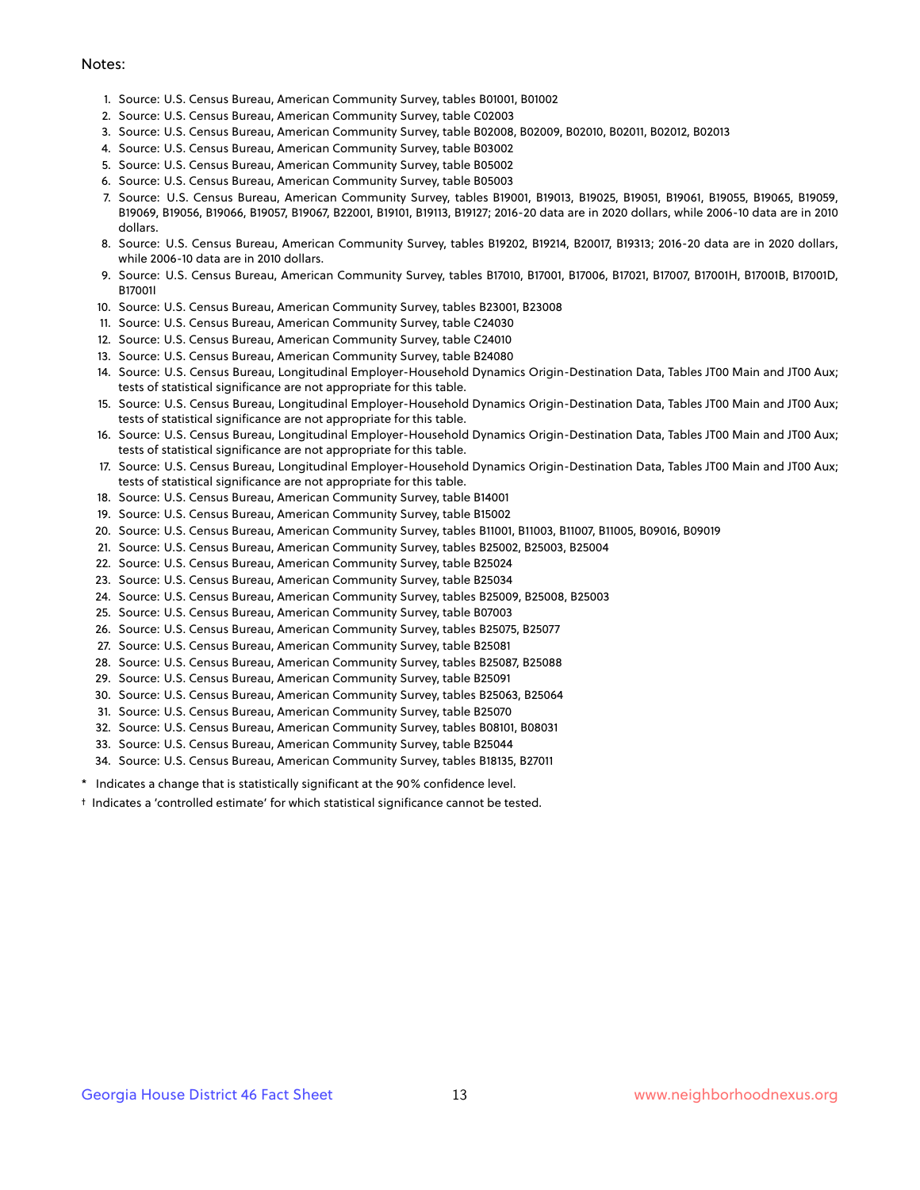Notes:

1. Source: U.S. Census Bureau, American Community Survey, tables B01001, B01002
2. Source: U.S. Census Bureau, American Community Survey, table C02003
3. Source: U.S. Census Bureau, American Community Survey, table B02008, B02009, B02010, B02011, B02012, B02013
4. Source: U.S. Census Bureau, American Community Survey, table B03002
5. Source: U.S. Census Bureau, American Community Survey, table B05002
6. Source: U.S. Census Bureau, American Community Survey, table B05003
7. Source: U.S. Census Bureau, American Community Survey, tables B19001, B19013, B19025, B19051, B19061, B19055, B19065, B19059, B19069, B19056, B19066, B19057, B19067, B22001, B19101, B19113, B19127; 2016-20 data are in 2020 dollars, while 2006-10 data are in 2010 dollars.
8. Source: U.S. Census Bureau, American Community Survey, tables B19202, B19214, B20017, B19313; 2016-20 data are in 2020 dollars, while 2006-10 data are in 2010 dollars.
9. Source: U.S. Census Bureau, American Community Survey, tables B17010, B17001, B17006, B17021, B17007, B17001H, B17001B, B17001D, B17001I
10. Source: U.S. Census Bureau, American Community Survey, tables B23001, B23008
11. Source: U.S. Census Bureau, American Community Survey, table C24030
12. Source: U.S. Census Bureau, American Community Survey, table C24010
13. Source: U.S. Census Bureau, American Community Survey, table B24080
14. Source: U.S. Census Bureau, Longitudinal Employer-Household Dynamics Origin-Destination Data, Tables JT00 Main and JT00 Aux; tests of statistical significance are not appropriate for this table.
15. Source: U.S. Census Bureau, Longitudinal Employer-Household Dynamics Origin-Destination Data, Tables JT00 Main and JT00 Aux; tests of statistical significance are not appropriate for this table.
16. Source: U.S. Census Bureau, Longitudinal Employer-Household Dynamics Origin-Destination Data, Tables JT00 Main and JT00 Aux; tests of statistical significance are not appropriate for this table.
17. Source: U.S. Census Bureau, Longitudinal Employer-Household Dynamics Origin-Destination Data, Tables JT00 Main and JT00 Aux; tests of statistical significance are not appropriate for this table.
18. Source: U.S. Census Bureau, American Community Survey, table B14001
19. Source: U.S. Census Bureau, American Community Survey, table B15002
20. Source: U.S. Census Bureau, American Community Survey, tables B11001, B11003, B11007, B11005, B09016, B09019
21. Source: U.S. Census Bureau, American Community Survey, tables B25002, B25003, B25004
22. Source: U.S. Census Bureau, American Community Survey, table B25024
23. Source: U.S. Census Bureau, American Community Survey, table B25034
24. Source: U.S. Census Bureau, American Community Survey, tables B25009, B25008, B25003
25. Source: U.S. Census Bureau, American Community Survey, table B07003
26. Source: U.S. Census Bureau, American Community Survey, tables B25075, B25077
27. Source: U.S. Census Bureau, American Community Survey, table B25081
28. Source: U.S. Census Bureau, American Community Survey, tables B25087, B25088
29. Source: U.S. Census Bureau, American Community Survey, table B25091
30. Source: U.S. Census Bureau, American Community Survey, tables B25063, B25064
31. Source: U.S. Census Bureau, American Community Survey, table B25070
32. Source: U.S. Census Bureau, American Community Survey, tables B08101, B08031
33. Source: U.S. Census Bureau, American Community Survey, table B25044
34. Source: U.S. Census Bureau, American Community Survey, tables B18135, B27011

\* Indicates a change that is statistically significant at the 90% confidence level.

† Indicates a 'controlled estimate' for which statistical significance cannot be tested.